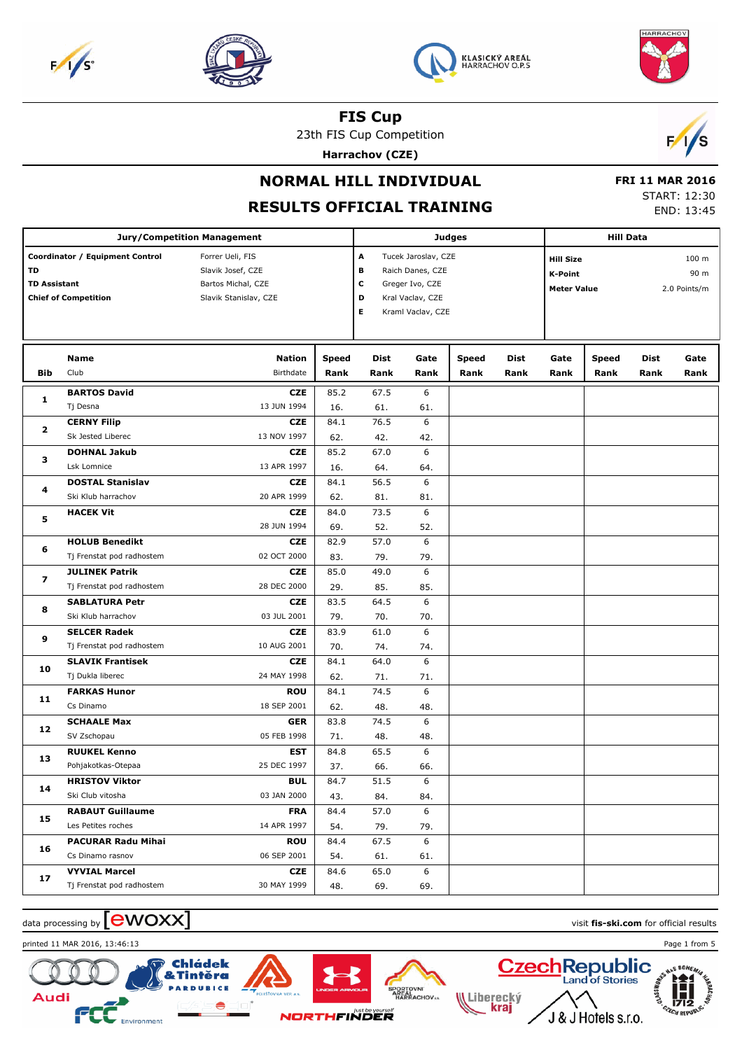# FIS Cup

23th FIS Cup Competition

**Harrachov (CZE)**

## NORMAL HILL INDIVIDUAL

## RESULTS OFFICIAL TRAINING

**FRI 11 MAR 2016**
START: 12:30
END: 13:45

| Jury/Competition Management | | Judges | | Hill Data | |
|---|---|---|---|---|---|
| **Coordinator / Equipment Control** | Forrer Ueli, FIS | **A** | Tucek Jaroslav, CZE | **Hill Size** | 100 m |
| **TD** | Slavik Josef, CZE | **B** | Raich Danes, CZE | **K-Point** | 90 m |
| **TD Assistant** | Bartos Michal, CZE | **C** | Greger Ivo, CZE | **Meter Value** | 2.0 Points/m |
| **Chief of Competition** | Slavik Stanislav, CZE | **D** | Kral Vaclav, CZE | | |
| | | **E** | Kraml Vaclav, CZE | | |

| Bib | Name / Club | Nation / Birthdate | Speed / Rank | Dist / Rank | Gate / Rank | Speed / Rank | Dist / Rank | Gate / Rank | Speed / Rank | Dist / Rank | Gate / Rank |
|---|---|---|---|---|---|---|---|---|---|---|---|
| 1 | **BARTOS David** / Tj Desna | **CZE** / 13 JUN 1994 | 85.2 / 16. | 67.5 / 61. | 6 / 61. | | | | | | |
| 2 | **CERNY Filip** / Sk Jested Liberec | **CZE** / 13 NOV 1997 | 84.1 / 62. | 76.5 / 42. | 6 / 42. | | | | | | |
| 3 | **DOHNAL Jakub** / Lsk Lomnice | **CZE** / 13 APR 1997 | 85.2 / 16. | 67.0 / 64. | 6 / 64. | | | | | | |
| 4 | **DOSTAL Stanislav** / Ski Klub harrachov | **CZE** / 20 APR 1999 | 84.1 / 62. | 56.5 / 81. | 6 / 81. | | | | | | |
| 5 | **HACEK Vit** | **CZE** / 28 JUN 1994 | 84.0 / 69. | 73.5 / 52. | 6 / 52. | | | | | | |
| 6 | **HOLUB Benedikt** / Tj Frenstat pod radhostem | **CZE** / 02 OCT 2000 | 82.9 / 83. | 57.0 / 79. | 6 / 79. | | | | | | |
| 7 | **JULINEK Patrik** / Tj Frenstat pod radhostem | **CZE** / 28 DEC 2000 | 85.0 / 29. | 49.0 / 85. | 6 / 85. | | | | | | |
| 8 | **SABLATURA Petr** / Ski Klub harrachov | **CZE** / 03 JUL 2001 | 83.5 / 79. | 64.5 / 70. | 6 / 70. | | | | | | |
| 9 | **SELCER Radek** / Tj Frenstat pod radhostem | **CZE** / 10 AUG 2001 | 83.9 / 70. | 61.0 / 74. | 6 / 74. | | | | | | |
| 10 | **SLAVIK Frantisek** / Tj Dukla liberec | **CZE** / 24 MAY 1998 | 84.1 / 62. | 64.0 / 71. | 6 / 71. | | | | | | |
| 11 | **FARKAS Hunor** / Cs Dinamo | **ROU** / 18 SEP 2001 | 84.1 / 62. | 74.5 / 48. | 6 / 48. | | | | | | |
| 12 | **SCHAALE Max** / SV Zschopau | **GER** / 05 FEB 1998 | 83.8 / 71. | 74.5 / 48. | 6 / 48. | | | | | | |
| 13 | **RUUKEL Kenno** / Pohjakotkas-Otepaa | **EST** / 25 DEC 1997 | 84.8 / 37. | 65.5 / 66. | 6 / 66. | | | | | | |
| 14 | **HRISTOV Viktor** / Ski Club vitosha | **BUL** / 03 JAN 2000 | 84.7 / 43. | 51.5 / 84. | 6 / 84. | | | | | | |
| 15 | **RABAUT Guillaume** / Les Petites roches | **FRA** / 14 APR 1997 | 84.4 / 54. | 57.0 / 79. | 6 / 79. | | | | | | |
| 16 | **PACURAR Radu Mihai** / Cs Dinamo rasnov | **ROU** / 06 SEP 2001 | 84.4 / 54. | 67.5 / 61. | 6 / 61. | | | | | | |
| 17 | **VYVIAL Marcel** / Tj Frenstat pod radhostem | **CZE** / 30 MAY 1999 | 84.6 / 48. | 65.0 / 69. | 6 / 69. | | | | | | |

data processing by ewoxx — visit **fis-ski.com** for official results

printed 11 MAR 2016, 13:46:13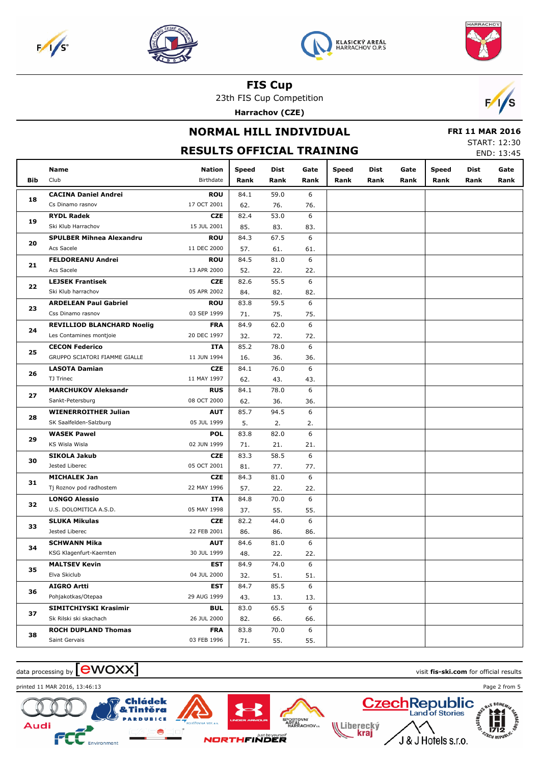# FIS Cup

23th FIS Cup Competition

**Harrachov (CZE)**

## NORMAL HILL INDIVIDUAL

## RESULTS OFFICIAL TRAINING

**FRI 11 MAR 2016**

START: 12:30

END: 13:45

| Bib | Name / Club | Nation / Birthdate | Speed / Rank | Dist / Rank | Gate / Rank | Speed / Rank | Dist / Rank | Gate / Rank | Speed / Rank | Dist / Rank | Gate / Rank |
|---|---|---|---|---|---|---|---|---|---|---|---|
| 18 | **CACINA Daniel Andrei** | **ROU** | 84.1 | 59.0 | 6 | | | | | | |
| | Cs Dinamo rasnov | 17 OCT 2001 | 62. | 76. | 76. | | | | | | |
| 19 | **RYDL Radek** | **CZE** | 82.4 | 53.0 | 6 | | | | | | |
| | Ski Klub Harrachov | 15 JUL 2001 | 85. | 83. | 83. | | | | | | |
| 20 | **SPULBER Mihnea Alexandru** | **ROU** | 84.3 | 67.5 | 6 | | | | | | |
| | Acs Sacele | 11 DEC 2000 | 57. | 61. | 61. | | | | | | |
| 21 | **FELDOREANU Andrei** | **ROU** | 84.5 | 81.0 | 6 | | | | | | |
| | Acs Sacele | 13 APR 2000 | 52. | 22. | 22. | | | | | | |
| 22 | **LEJSEK Frantisek** | **CZE** | 82.6 | 55.5 | 6 | | | | | | |
| | Ski Klub harrachov | 05 APR 2002 | 84. | 82. | 82. | | | | | | |
| 23 | **ARDELEAN Paul Gabriel** | **ROU** | 83.8 | 59.5 | 6 | | | | | | |
| | Css Dinamo rasnov | 03 SEP 1999 | 71. | 75. | 75. | | | | | | |
| 24 | **REVILLIOD BLANCHARD Noelig** | **FRA** | 84.9 | 62.0 | 6 | | | | | | |
| | Les Contamines montjoie | 20 DEC 1997 | 32. | 72. | 72. | | | | | | |
| 25 | **CECON Federico** | **ITA** | 85.2 | 78.0 | 6 | | | | | | |
| | GRUPPO SCIATORI FIAMME GIALLE | 11 JUN 1994 | 16. | 36. | 36. | | | | | | |
| 26 | **LASOTA Damian** | **CZE** | 84.1 | 76.0 | 6 | | | | | | |
| | TJ Trinec | 11 MAY 1997 | 62. | 43. | 43. | | | | | | |
| 27 | **MARCHUKOV Aleksandr** | **RUS** | 84.1 | 78.0 | 6 | | | | | | |
| | Sankt-Petersburg | 08 OCT 2000 | 62. | 36. | 36. | | | | | | |
| 28 | **WIENERROITHER Julian** | **AUT** | 85.7 | 94.5 | 6 | | | | | | |
| | SK Saalfelden-Salzburg | 05 JUL 1999 | 5. | 2. | 2. | | | | | | |
| 29 | **WASEK Pawel** | **POL** | 83.8 | 82.0 | 6 | | | | | | |
| | KS Wisla Wisla | 02 JUN 1999 | 71. | 21. | 21. | | | | | | |
| 30 | **SIKOLA Jakub** | **CZE** | 83.3 | 58.5 | 6 | | | | | | |
| | Jested Liberec | 05 OCT 2001 | 81. | 77. | 77. | | | | | | |
| 31 | **MICHALEK Jan** | **CZE** | 84.3 | 81.0 | 6 | | | | | | |
| | Tj Roznov pod radhostem | 22 MAY 1996 | 57. | 22. | 22. | | | | | | |
| 32 | **LONGO Alessio** | **ITA** | 84.8 | 70.0 | 6 | | | | | | |
| | U.S. DOLOMITICA A.S.D. | 05 MAY 1998 | 37. | 55. | 55. | | | | | | |
| 33 | **SLUKA Mikulas** | **CZE** | 82.2 | 44.0 | 6 | | | | | | |
| | Jested Liberec | 22 FEB 2001 | 86. | 86. | 86. | | | | | | |
| 34 | **SCHWANN Mika** | **AUT** | 84.6 | 81.0 | 6 | | | | | | |
| | KSG Klagenfurt-Kaernten | 30 JUL 1999 | 48. | 22. | 22. | | | | | | |
| 35 | **MALTSEV Kevin** | **EST** | 84.9 | 74.0 | 6 | | | | | | |
| | Elva Skiclub | 04 JUL 2000 | 32. | 51. | 51. | | | | | | |
| 36 | **AIGRO Artti** | **EST** | 84.7 | 85.5 | 6 | | | | | | |
| | Pohjakotkas/Otepaa | 29 AUG 1999 | 43. | 13. | 13. | | | | | | |
| 37 | **SIMITCHIYSKI Krasimir** | **BUL** | 83.0 | 65.5 | 6 | | | | | | |
| | Sk Rilski ski skachach | 26 JUL 2000 | 82. | 66. | 66. | | | | | | |
| 38 | **ROCH DUPLAND Thomas** | **FRA** | 83.8 | 70.0 | 6 | | | | | | |
| | Saint Gervais | 03 FEB 1996 | 71. | 55. | 55. | | | | | | |

data processing by ewoxx — visit **fis-ski.com** for official results

printed 11 MAR 2016, 13:46:13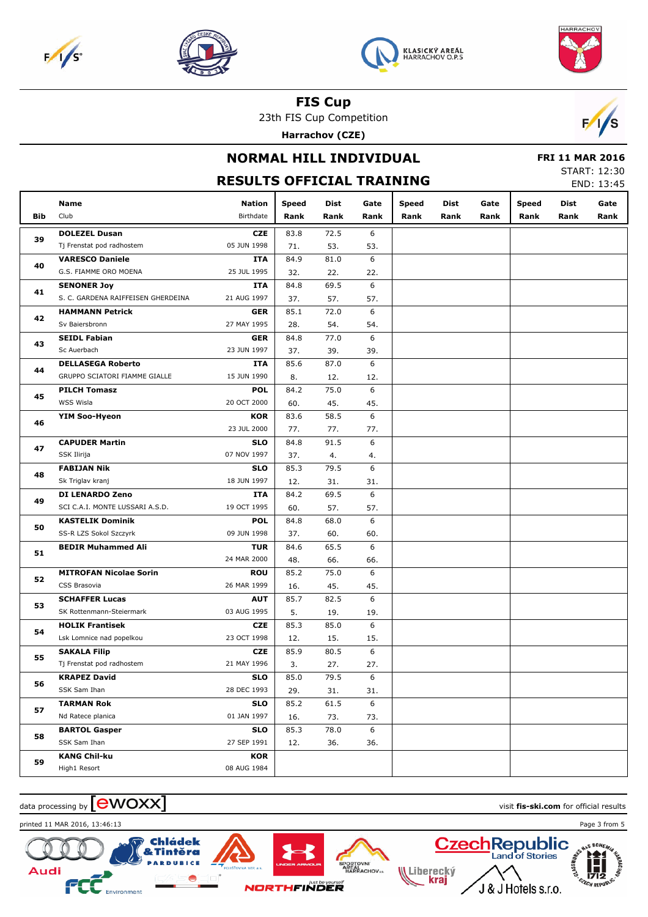# FIS Cup

23th FIS Cup Competition

**Harrachov (CZE)**

## NORMAL HILL INDIVIDUAL

## RESULTS OFFICIAL TRAINING

**FRI 11 MAR 2016**

START: 12:30

END: 13:45

| Bib | Name / Club | Nation / Birthdate | Speed / Rank | Dist / Rank | Gate / Rank | Speed / Rank | Dist / Rank | Gate / Rank | Speed / Rank | Dist / Rank | Gate / Rank |
|---|---|---|---|---|---|---|---|---|---|---|---|
| 39 | **DOLEZEL Dusan**<br>Tj Frenstat pod radhostem | **CZE**<br>05 JUN 1998 | 83.8<br>71. | 72.5<br>53. | 6<br>53. | | | | | | |
| 40 | **VARESCO Daniele**<br>G.S. FIAMME ORO MOENA | **ITA**<br>25 JUL 1995 | 84.9<br>32. | 81.0<br>22. | 6<br>22. | | | | | | |
| 41 | **SENONER Joy**<br>S. C. GARDENA RAIFFEISEN GHERDEINA | **ITA**<br>21 AUG 1997 | 84.8<br>37. | 69.5<br>57. | 6<br>57. | | | | | | |
| 42 | **HAMMANN Petrick**<br>Sv Baiersbronn | **GER**<br>27 MAY 1995 | 85.1<br>28. | 72.0<br>54. | 6<br>54. | | | | | | |
| 43 | **SEIDL Fabian**<br>Sc Auerbach | **GER**<br>23 JUN 1997 | 84.8<br>37. | 77.0<br>39. | 6<br>39. | | | | | | |
| 44 | **DELLASEGA Roberto**<br>GRUPPO SCIATORI FIAMME GIALLE | **ITA**<br>15 JUN 1990 | 85.6<br>8. | 87.0<br>12. | 6<br>12. | | | | | | |
| 45 | **PILCH Tomasz**<br>WSS Wisla | **POL**<br>20 OCT 2000 | 84.2<br>60. | 75.0<br>45. | 6<br>45. | | | | | | |
| 46 | **YIM Soo-Hyeon** | **KOR**<br>23 JUL 2000 | 83.6<br>77. | 58.5<br>77. | 6<br>77. | | | | | | |
| 47 | **CAPUDER Martin**<br>SSK Ilirija | **SLO**<br>07 NOV 1997 | 84.8<br>37. | 91.5<br>4. | 6<br>4. | | | | | | |
| 48 | **FABIJAN Nik**<br>Sk Triglav kranj | **SLO**<br>18 JUN 1997 | 85.3<br>12. | 79.5<br>31. | 6<br>31. | | | | | | |
| 49 | **DI LENARDO Zeno**<br>SCI C.A.I. MONTE LUSSARI A.S.D. | **ITA**<br>19 OCT 1995 | 84.2<br>60. | 69.5<br>57. | 6<br>57. | | | | | | |
| 50 | **KASTELIK Dominik**<br>SS-R LZS Sokol Szczyrk | **POL**<br>09 JUN 1998 | 84.8<br>37. | 68.0<br>60. | 6<br>60. | | | | | | |
| 51 | **BEDIR Muhammed Ali** | **TUR**<br>24 MAR 2000 | 84.6<br>48. | 65.5<br>66. | 6<br>66. | | | | | | |
| 52 | **MITROFAN Nicolae Sorin**<br>CSS Brasovia | **ROU**<br>26 MAR 1999 | 85.2<br>16. | 75.0<br>45. | 6<br>45. | | | | | | |
| 53 | **SCHAFFER Lucas**<br>SK Rottenmann-Steiermark | **AUT**<br>03 AUG 1995 | 85.7<br>5. | 82.5<br>19. | 6<br>19. | | | | | | |
| 54 | **HOLIK Frantisek**<br>Lsk Lomnice nad popelkou | **CZE**<br>23 OCT 1998 | 85.3<br>12. | 85.0<br>15. | 6<br>15. | | | | | | |
| 55 | **SAKALA Filip**<br>Tj Frenstat pod radhostem | **CZE**<br>21 MAY 1996 | 85.9<br>3. | 80.5<br>27. | 6<br>27. | | | | | | |
| 56 | **KRAPEZ David**<br>SSK Sam Ihan | **SLO**<br>28 DEC 1993 | 85.0<br>29. | 79.5<br>31. | 6<br>31. | | | | | | |
| 57 | **TARMAN Rok**<br>Nd Ratece planica | **SLO**<br>01 JAN 1997 | 85.2<br>16. | 61.5<br>73. | 6<br>73. | | | | | | |
| 58 | **BARTOL Gasper**<br>SSK Sam Ihan | **SLO**<br>27 SEP 1991 | 85.3<br>12. | 78.0<br>36. | 6<br>36. | | | | | | |
| 59 | **KANG Chil-ku**<br>High1 Resort | **KOR**<br>08 AUG 1984 | | | | | | | | | |

data processing by ewoxx — visit **fis-ski.com** for official results

printed 11 MAR 2016, 13:46:13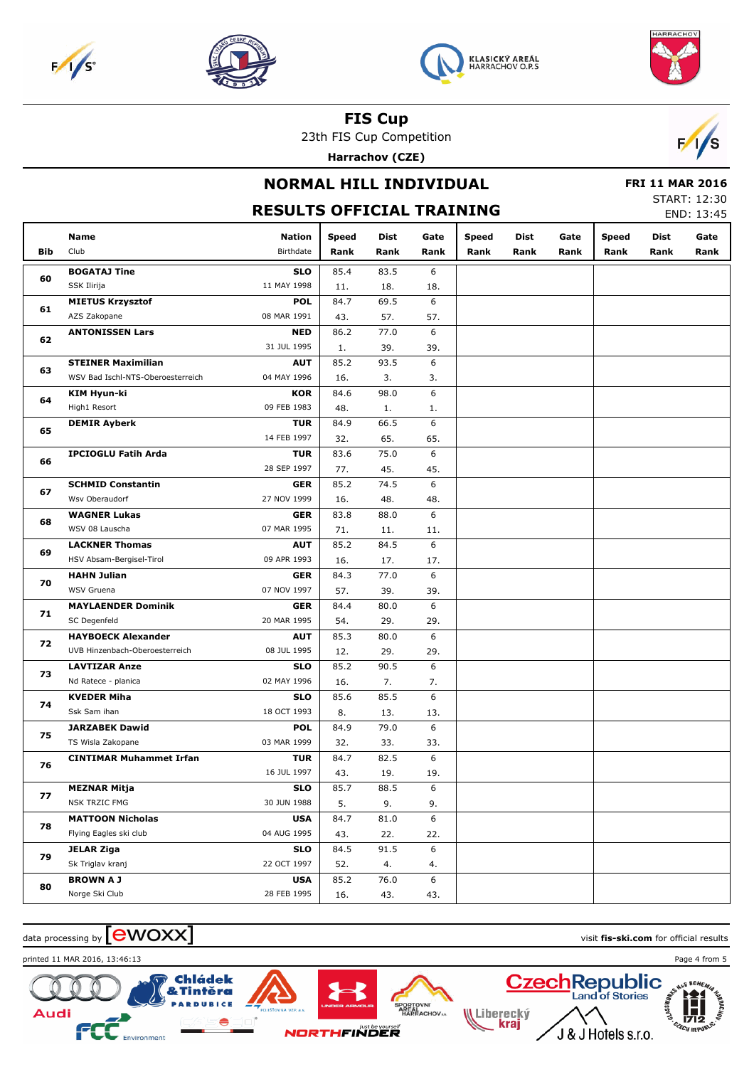# FIS Cup

23th FIS Cup Competition

**Harrachov (CZE)**

## NORMAL HILL INDIVIDUAL

## RESULTS OFFICIAL TRAINING

**FRI 11 MAR 2016**
START: 12:30
END: 13:45

| Bib | Name / Club | Nation / Birthdate | Speed / Rank | Dist / Rank | Gate / Rank | Speed / Rank | Dist / Rank | Gate / Rank | Speed / Rank | Dist / Rank | Gate / Rank |
|---|---|---|---|---|---|---|---|---|---|---|---|
| 60 | **BOGATAJ Tine** SSK Ilirija | **SLO** 11 MAY 1998 | 85.4 11. | 83.5 18. | 6 18. | | | | | | |
| 61 | **MIETUS Krzysztof** AZS Zakopane | **POL** 08 MAR 1991 | 84.7 43. | 69.5 57. | 6 57. | | | | | | |
| 62 | **ANTONISSEN Lars** | **NED** 31 JUL 1995 | 86.2 1. | 77.0 39. | 6 39. | | | | | | |
| 63 | **STEINER Maximilian** WSV Bad Ischl-NTS-Oberoesterreich | **AUT** 04 MAY 1996 | 85.2 16. | 93.5 3. | 6 3. | | | | | | |
| 64 | **KIM Hyun-ki** High1 Resort | **KOR** 09 FEB 1983 | 84.6 48. | 98.0 1. | 6 1. | | | | | | |
| 65 | **DEMIR Ayberk** | **TUR** 14 FEB 1997 | 84.9 32. | 66.5 65. | 6 65. | | | | | | |
| 66 | **IPCIOGLU Fatih Arda** | **TUR** 28 SEP 1997 | 83.6 77. | 75.0 45. | 6 45. | | | | | | |
| 67 | **SCHMID Constantin** Wsv Oberaudorf | **GER** 27 NOV 1999 | 85.2 16. | 74.5 48. | 6 48. | | | | | | |
| 68 | **WAGNER Lukas** WSV 08 Lauscha | **GER** 07 MAR 1995 | 83.8 71. | 88.0 11. | 6 11. | | | | | | |
| 69 | **LACKNER Thomas** HSV Absam-Bergisel-Tirol | **AUT** 09 APR 1993 | 85.2 16. | 84.5 17. | 6 17. | | | | | | |
| 70 | **HAHN Julian** WSV Gruena | **GER** 07 NOV 1997 | 84.3 57. | 77.0 39. | 6 39. | | | | | | |
| 71 | **MAYLAENDER Dominik** SC Degenfeld | **GER** 20 MAR 1995 | 84.4 54. | 80.0 29. | 6 29. | | | | | | |
| 72 | **HAYBOECK Alexander** UVB Hinzenbach-Oberoesterreich | **AUT** 08 JUL 1995 | 85.3 12. | 80.0 29. | 6 29. | | | | | | |
| 73 | **LAVTIZAR Anze** Nd Ratece - planica | **SLO** 02 MAY 1996 | 85.2 16. | 90.5 7. | 6 7. | | | | | | |
| 74 | **KVEDER Miha** Ssk Sam ihan | **SLO** 18 OCT 1993 | 85.6 8. | 85.5 13. | 6 13. | | | | | | |
| 75 | **JARZABEK Dawid** TS Wisla Zakopane | **POL** 03 MAR 1999 | 84.9 32. | 79.0 33. | 6 33. | | | | | | |
| 76 | **CINTIMAR Muhammet Irfan** | **TUR** 16 JUL 1997 | 84.7 43. | 82.5 19. | 6 19. | | | | | | |
| 77 | **MEZNAR Mitja** NSK TRZIC FMG | **SLO** 30 JUN 1988 | 85.7 5. | 88.5 9. | 6 9. | | | | | | |
| 78 | **MATTOON Nicholas** Flying Eagles ski club | **USA** 04 AUG 1995 | 84.7 43. | 81.0 22. | 6 22. | | | | | | |
| 79 | **JELAR Ziga** Sk Triglav kranj | **SLO** 22 OCT 1997 | 84.5 52. | 91.5 4. | 6 4. | | | | | | |
| 80 | **BROWN A J** Norge Ski Club | **USA** 28 FEB 1995 | 85.2 16. | 76.0 43. | 6 43. | | | | | | |

data processing by ewoxx — visit **fis-ski.com** for official results

printed 11 MAR 2016, 13:46:13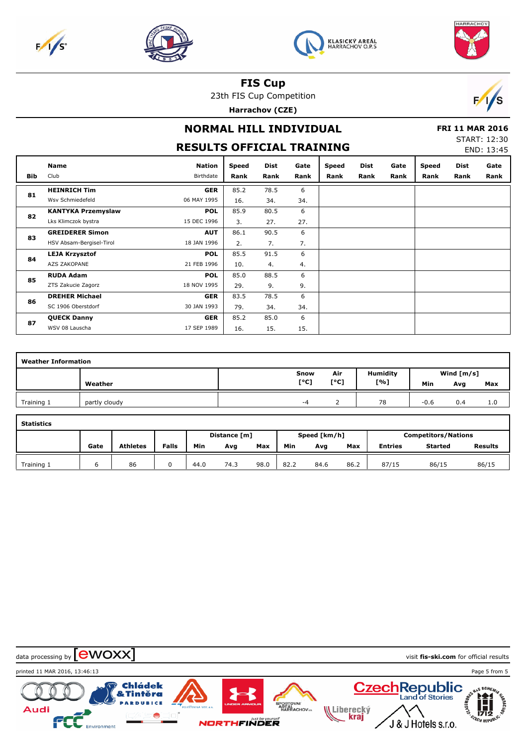# FIS Cup

23th FIS Cup Competition

**Harrachov (CZE)**

## NORMAL HILL INDIVIDUAL

**FRI 11 MAR 2016**

START: 12:30

END: 13:45

## RESULTS OFFICIAL TRAINING

| Bib | Name / Club | Nation / Birthdate | Speed / Rank | Dist / Rank | Gate / Rank | Speed / Rank | Dist / Rank | Gate / Rank | Speed / Rank | Dist / Rank | Gate / Rank |
|---|---|---|---|---|---|---|---|---|---|---|---|
| 81 | **HEINRICH Tim** | **GER** | 85.2 | 78.5 | 6 | | | | | | |
| | Wsv Schmiedefeld | 06 MAY 1995 | 16. | 34. | 34. | | | | | | |
| 82 | **KANTYKA Przemyslaw** | **POL** | 85.9 | 80.5 | 6 | | | | | | |
| | Lks Klimczok bystra | 15 DEC 1996 | 3. | 27. | 27. | | | | | | |
| 83 | **GREIDERER Simon** | **AUT** | 86.1 | 90.5 | 6 | | | | | | |
| | HSV Absam-Bergisel-Tirol | 18 JAN 1996 | 2. | 7. | 7. | | | | | | |
| 84 | **LEJA Krzysztof** | **POL** | 85.5 | 91.5 | 6 | | | | | | |
| | AZS ZAKOPANE | 21 FEB 1996 | 10. | 4. | 4. | | | | | | |
| 85 | **RUDA Adam** | **POL** | 85.0 | 88.5 | 6 | | | | | | |
| | ZTS Zakucie Zagorz | 18 NOV 1995 | 29. | 9. | 9. | | | | | | |
| 86 | **DREHER Michael** | **GER** | 83.5 | 78.5 | 6 | | | | | | |
| | SC 1906 Oberstdorf | 30 JAN 1993 | 79. | 34. | 34. | | | | | | |
| 87 | **QUECK Danny** | **GER** | 85.2 | 85.0 | 6 | | | | | | |
| | WSV 08 Lauscha | 17 SEP 1989 | 16. | 15. | 15. | | | | | | |

### Weather Information

| | Weather | Snow [°C] | Air [°C] | Humidity [%] | Wind [m/s] Min | Avg | Max |
|---|---|---|---|---|---|---|---|
| Training 1 | partly cloudy | -4 | 2 | 78 | -0.6 | 0.4 | 1.0 |

### Statistics

| | Gate | Athletes | Falls | Distance [m] Min | Avg | Max | Speed [km/h] Min | Avg | Max | Competitors/Nations Entries | Started | Results |
|---|---|---|---|---|---|---|---|---|---|---|---|---|
| Training 1 | 6 | 86 | 0 | 44.0 | 74.3 | 98.0 | 82.2 | 84.6 | 86.2 | 87/15 | 86/15 | 86/15 |

data processing by ewoxx

visit **fis-ski.com** for official results

printed 11 MAR 2016, 13:46:13